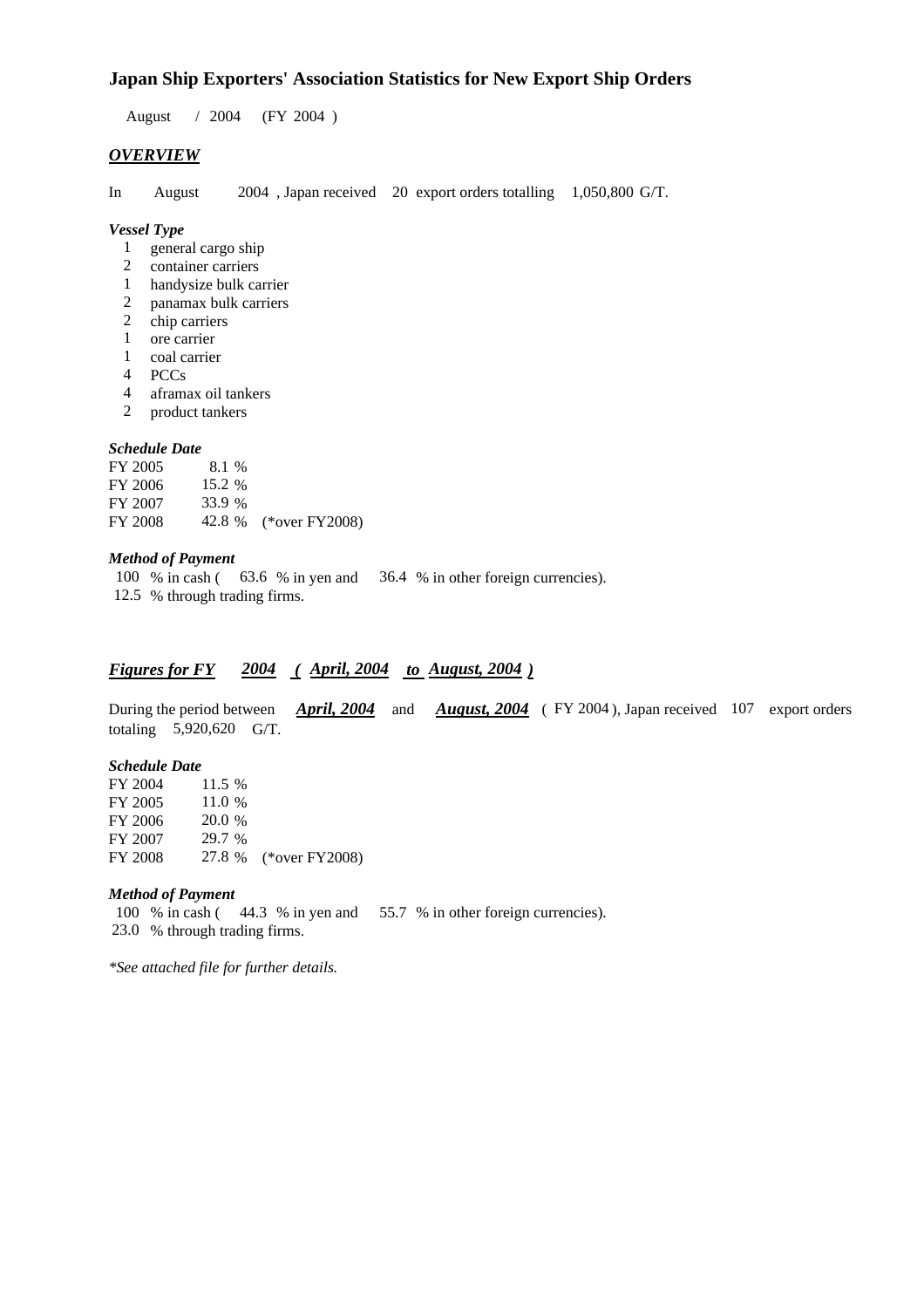# Japan Ship Exporters' Association Statistics for New Export Ship Orders

August / 2004 (FY 2004 )

## ***OVERVIEW***

In August 2004 , Japan received 20 export orders totalling 1,050,800 G/T.

***Vessel Type***

1 general cargo ship
2 container carriers
1 handysize bulk carrier
2 panamax bulk carriers
2 chip carriers
1 ore carrier
1 coal carrier
4 PCCs
4 aframax oil tankers
2 product tankers

***Schedule Date***

| | | |
|---|---|---|
| FY 2005 | 8.1 % | |
| FY 2006 | 15.2 % | |
| FY 2007 | 33.9 % | |
| FY 2008 | 42.8 % | (*over FY2008) |

***Method of Payment***

100 % in cash ( 63.6 % in yen and 36.4 % in other foreign currencies).
12.5 % through trading firms.

## ***Figures for FY 2004 ( April, 2004 to August, 2004 )***

During the period between ***April, 2004*** and ***August, 2004*** ( FY 2004 ), Japan received 107 export orders totaling 5,920,620 G/T.

***Schedule Date***

| | | |
|---|---|---|
| FY 2004 | 11.5 % | |
| FY 2005 | 11.0 % | |
| FY 2006 | 20.0 % | |
| FY 2007 | 29.7 % | |
| FY 2008 | 27.8 % | (*over FY2008) |

***Method of Payment***

100 % in cash ( 44.3 % in yen and 55.7 % in other foreign currencies).
23.0 % through trading firms.

*\*See attached file for further details.*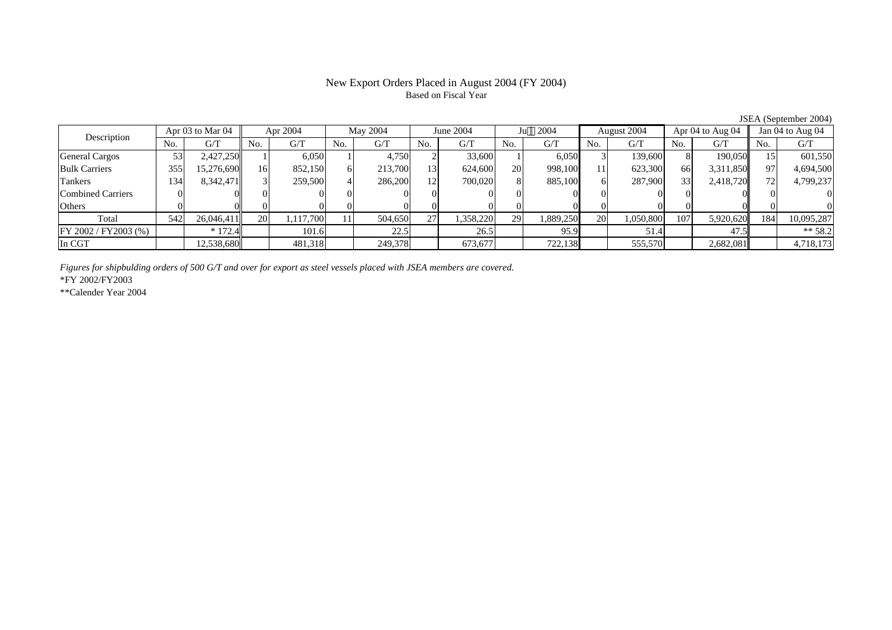# New Export Orders Placed in August 2004 (FY 2004)

Based on Fiscal Year

JSEA (September 2004)

| Description | Apr 03 to Mar 04 | | Apr 2004 | | May 2004 | | June 2004 | | July 2004 | | August 2004 | | Apr 04 to Aug 04 | | Jan 04 to Aug 04 | |
|---|---|---|---|---|---|---|---|---|---|---|---|---|---|---|---|---|
| | No. | G/T | No. | G/T | No. | G/T | No. | G/T | No. | G/T | No. | G/T | No. | G/T | No. | G/T |
| General Cargos | 53 | 2,427,250 | 1 | 6,050 | 1 | 4,750 | 2 | 33,600 | 1 | 6,050 | 3 | 139,600 | 8 | 190,050 | 15 | 601,550 |
| Bulk Carriers | 355 | 15,276,690 | 16 | 852,150 | 6 | 213,700 | 13 | 624,600 | 20 | 998,100 | 11 | 623,300 | 66 | 3,311,850 | 97 | 4,694,500 |
| Tankers | 134 | 8,342,471 | 3 | 259,500 | 4 | 286,200 | 12 | 700,020 | 8 | 885,100 | 6 | 287,900 | 33 | 2,418,720 | 72 | 4,799,237 |
| Combined Carriers | 0 | 0 | 0 | 0 | 0 | 0 | 0 | 0 | 0 | 0 | 0 | 0 | 0 | 0 | 0 | 0 |
| Others | 0 | 0 | 0 | 0 | 0 | 0 | 0 | 0 | 0 | 0 | 0 | 0 | 0 | 0 | 0 | 0 |
| Total | 542 | 26,046,411 | 20 | 1,117,700 | 11 | 504,650 | 27 | 1,358,220 | 29 | 1,889,250 | 20 | 1,050,800 | 107 | 5,920,620 | 184 | 10,095,287 |
| FY 2002 / FY2003 (%) | | * 172.4 | | 101.6 | | 22.5 | | 26.5 | | 95.9 | | 51.4 | | 47.5 | | ** 58.2 |
| In CGT | | 12,538,680 | | 481,318 | | 249,378 | | 673,677 | | 722,138 | | 555,570 | | 2,682,081 | | 4,718,173 |

*Figures for shipbulding orders of 500 G/T and over for export as steel vessels placed with JSEA members are covered.*

*FY 2002/FY2003

**Calender Year 2004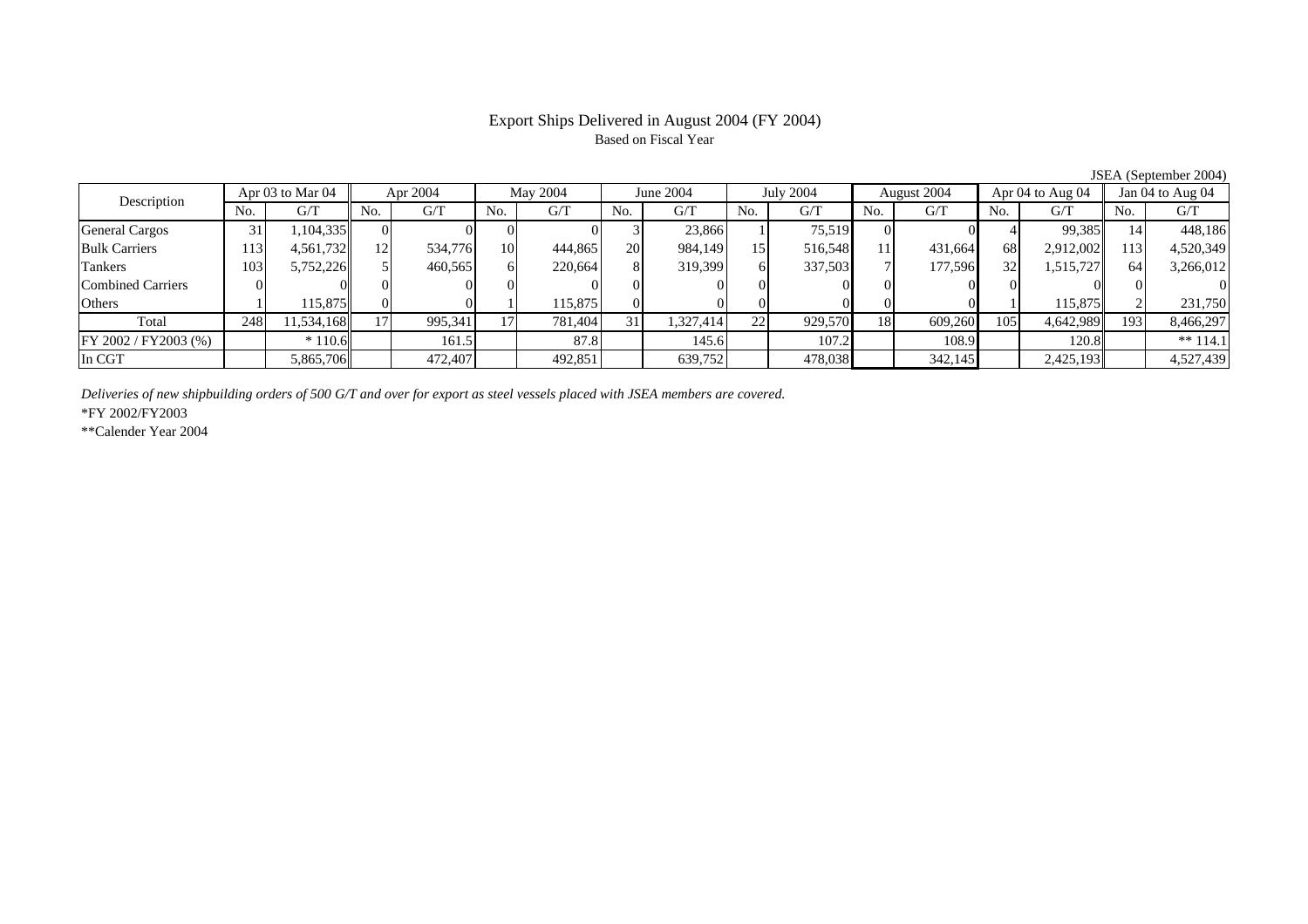# Export Ships Delivered in August 2004 (FY 2004)

Based on Fiscal Year

JSEA (September 2004)

| Description | Apr 03 to Mar 04 | | Apr 2004 | | May 2004 | | June 2004 | | July 2004 | | August 2004 | | Apr 04 to Aug 04 | | Jan 04 to Aug 04 | |
|---|---|---|---|---|---|---|---|---|---|---|---|---|---|---|---|---|
| | No. | G/T | No. | G/T | No. | G/T | No. | G/T | No. | G/T | No. | G/T | No. | G/T | No. | G/T |
| General Cargos | 31 | 1,104,335 | 0 | 0 | 0 | 0 | 3 | 23,866 | 1 | 75,519 | 0 | 0 | 4 | 99,385 | 14 | 448,186 |
| Bulk Carriers | 113 | 4,561,732 | 12 | 534,776 | 10 | 444,865 | 20 | 984,149 | 15 | 516,548 | 11 | 431,664 | 68 | 2,912,002 | 113 | 4,520,349 |
| Tankers | 103 | 5,752,226 | 5 | 460,565 | 6 | 220,664 | 8 | 319,399 | 6 | 337,503 | 7 | 177,596 | 32 | 1,515,727 | 64 | 3,266,012 |
| Combined Carriers | 0 | 0 | 0 | 0 | 0 | 0 | 0 | 0 | 0 | 0 | 0 | 0 | 0 | 0 | 0 | 0 |
| Others | 1 | 115,875 | 0 | 0 | 1 | 115,875 | 0 | 0 | 0 | 0 | 0 | 0 | 1 | 115,875 | 2 | 231,750 |
| Total | 248 | 11,534,168 | 17 | 995,341 | 17 | 781,404 | 31 | 1,327,414 | 22 | 929,570 | 18 | 609,260 | 105 | 4,642,989 | 193 | 8,466,297 |
| FY 2002 / FY2003 (%) | | * 110.6 | | 161.5 | | 87.8 | | 145.6 | | 107.2 | | 108.9 | | 120.8 | | ** 114.1 |
| In CGT | | 5,865,706 | | 472,407 | | 492,851 | | 639,752 | | 478,038 | | 342,145 | | 2,425,193 | | 4,527,439 |

*Deliveries of new shipbuilding orders of 500 G/T and over for export as steel vessels placed with JSEA members are covered.*

*FY 2002/FY2003

**Calender Year 2004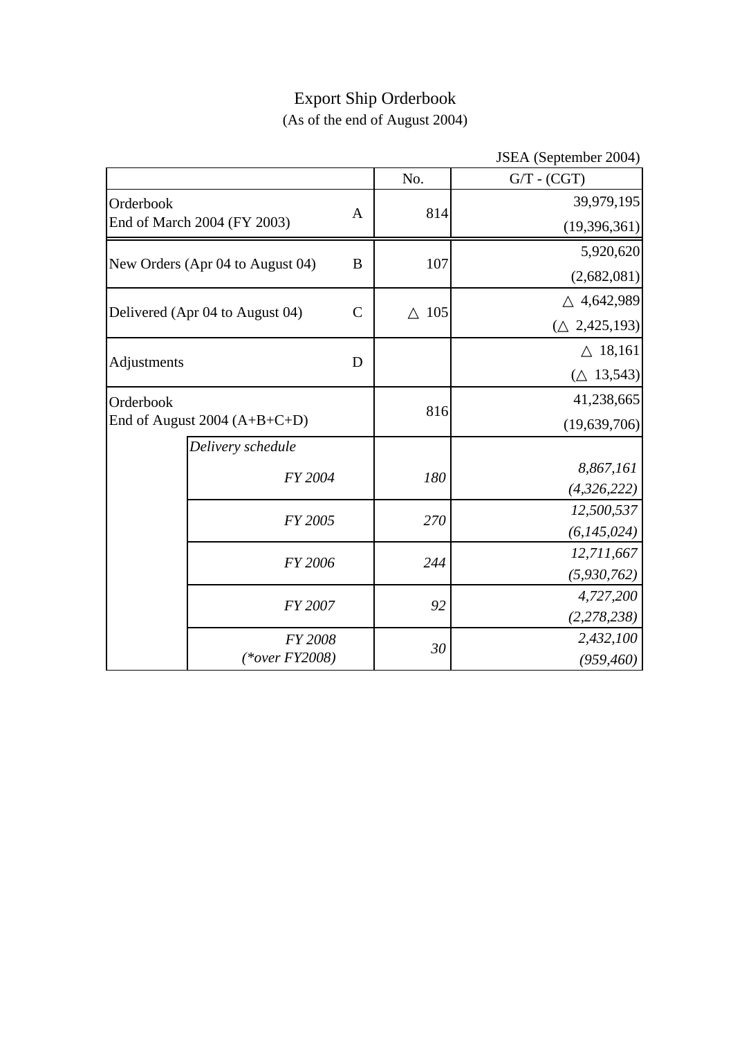# Export Ship Orderbook

(As of the end of August 2004)

JSEA (September 2004)

| | | | No. | G/T - (CGT) |
|---|---|---|---|---|
| Orderbook<br>End of March 2004 (FY 2003) | | A | 814 | 39,979,195<br>(19,396,361) |
| New Orders (Apr 04 to August 04) | | B | 107 | 5,920,620<br>(2,682,081) |
| Delivered (Apr 04 to August 04) | | C | △ 105 | △ 4,642,989<br>(△ 2,425,193) |
| Adjustments | | D | | △ 18,161<br>(△ 13,543) |
| Orderbook<br>End of August 2004 (A+B+C+D) | | | 816 | 41,238,665<br>(19,639,706) |
| | *Delivery schedule* | | | |
| | *FY 2004* | | *180* | *8,867,161*<br>*(4,326,222)* |
| | *FY 2005* | | *270* | *12,500,537*<br>*(6,145,024)* |
| | *FY 2006* | | *244* | *12,711,667*<br>*(5,930,762)* |
| | *FY 2007* | | *92* | *4,727,200*<br>*(2,278,238)* |
| | *FY 2008*<br>*(*over FY2008)* | | *30* | *2,432,100*<br>*(959,460)* |